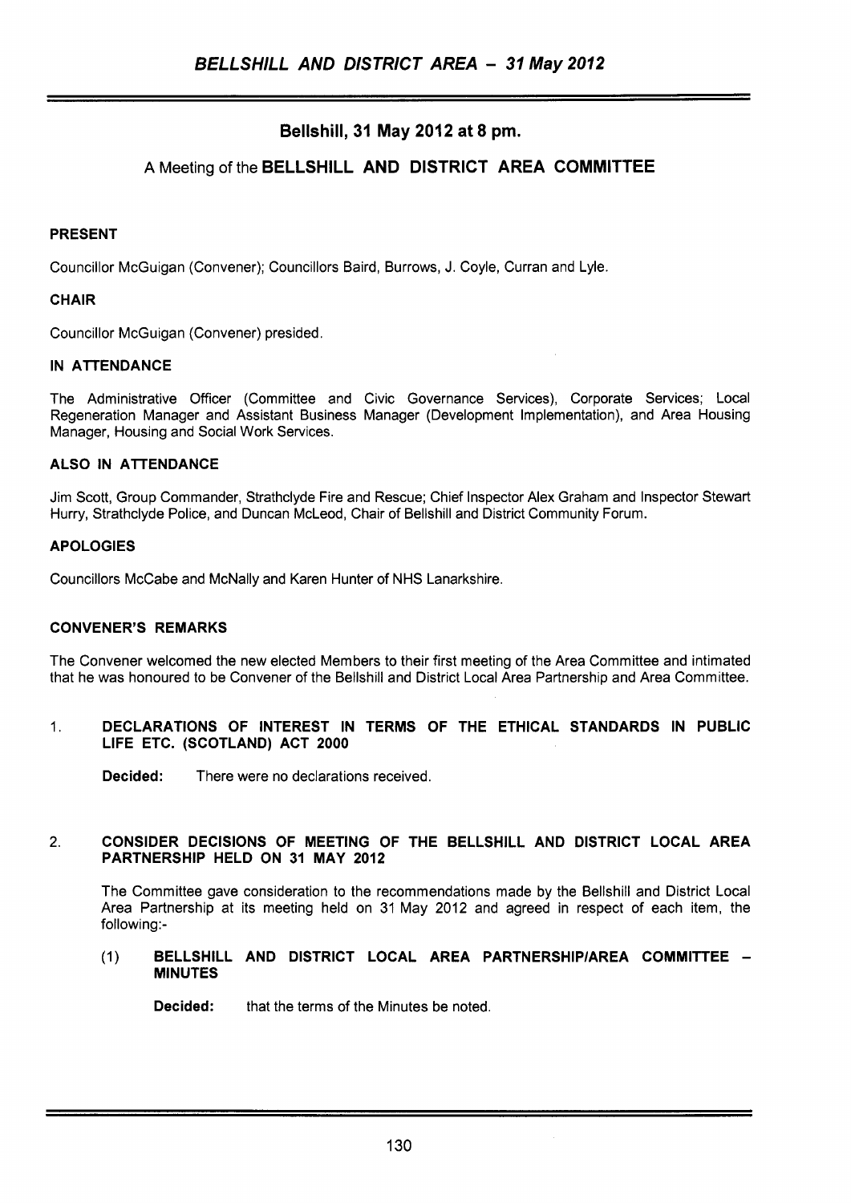## Bellshill, 31 May 2012 at 8 pm.

## A Meeting of the BELLSHILL AND DISTRICT AREA COMMITTEE

### PRESENT

Councillor McGuigan (Convener); Councillors Baird, Burrows, J. Coyle, Curran and Lyle.

### CHAIR

Councillor McGuigan (Convener) presided.

### IN ATTENDANCE

The Administrative Officer (Committee and Civic Governance Services), Corporate Services; Local Regeneration Manager and Assistant Business Manager (Development Implementation), and Area Housing Manager, Housing and Social Work Services.

### ALSO IN ATTENDANCE

Jim Scott, Group Commander, Strathclyde Fire and Rescue; Chief Inspector Alex Graham and Inspector Stewart Hurry, Strathclyde Police, and Duncan McLeod, Chair of Bellshill and District Community Forum.

### APOLOGIES

Councillors McCabe and McNally and Karen Hunter of NHS Lanarkshire.

### CONVENER'S REMARKS

The Convener welcomed the new elected Members to their first meeting of the Area Committee and intimated that he was honoured to be Convener of the Bellshill and District Local Area Partnership and Area Committee.

1. **DECLARATIONS OF INTEREST IN TERMS OF THE ETHICAL STANDARDS IN PUBLIC LIFE ETC. (SCOTLAND) ACT 2000**

   **Decided:** There were no declarations received.

2. **CONSIDER DECISIONS OF MEETING OF THE BELLSHILL AND DISTRICT LOCAL AREA PARTNERSHIP HELD ON 31 MAY 2012**

   The Committee gave consideration to the recommendations made by the Bellshill and District Local Area Partnership at its meeting held on 31 May 2012 and agreed in respect of each item, the following:-

   (1) **BELLSHILL AND DISTRICT LOCAL AREA PARTNERSHIP/AREA COMMITTEE – MINUTES**

   **Decided:** that the terms of the Minutes be noted.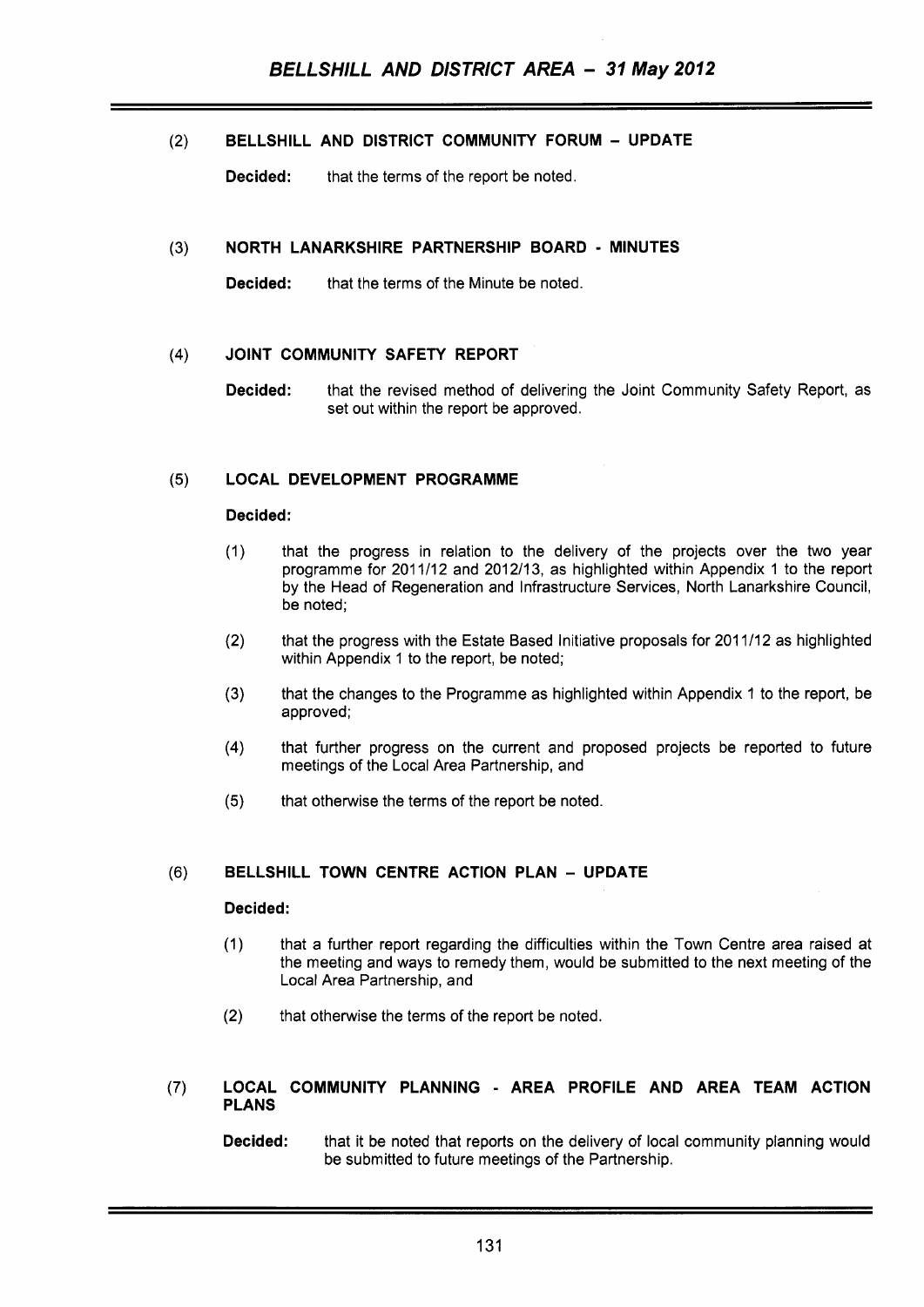(2) **BELLSHILL AND DISTRICT COMMUNITY FORUM – UPDATE**

**Decided:** that the terms of the report be noted.

(3) **NORTH LANARKSHIRE PARTNERSHIP BOARD - MINUTES**

**Decided:** that the terms of the Minute be noted.

(4) **JOINT COMMUNITY SAFETY REPORT**

**Decided:** that the revised method of delivering the Joint Community Safety Report, as set out within the report be approved.

(5) **LOCAL DEVELOPMENT PROGRAMME**

**Decided:**

(1) that the progress in relation to the delivery of the projects over the two year programme for 2011/12 and 2012/13, as highlighted within Appendix 1 to the report by the Head of Regeneration and Infrastructure Services, North Lanarkshire Council, be noted;

(2) that the progress with the Estate Based Initiative proposals for 2011/12 as highlighted within Appendix 1 to the report, be noted;

(3) that the changes to the Programme as highlighted within Appendix 1 to the report, be approved;

(4) that further progress on the current and proposed projects be reported to future meetings of the Local Area Partnership, and

(5) that otherwise the terms of the report be noted.

(6) **BELLSHILL TOWN CENTRE ACTION PLAN – UPDATE**

**Decided:**

(1) that a further report regarding the difficulties within the Town Centre area raised at the meeting and ways to remedy them, would be submitted to the next meeting of the Local Area Partnership, and

(2) that otherwise the terms of the report be noted.

(7) **LOCAL COMMUNITY PLANNING - AREA PROFILE AND AREA TEAM ACTION PLANS**

**Decided:** that it be noted that reports on the delivery of local community planning would be submitted to future meetings of the Partnership.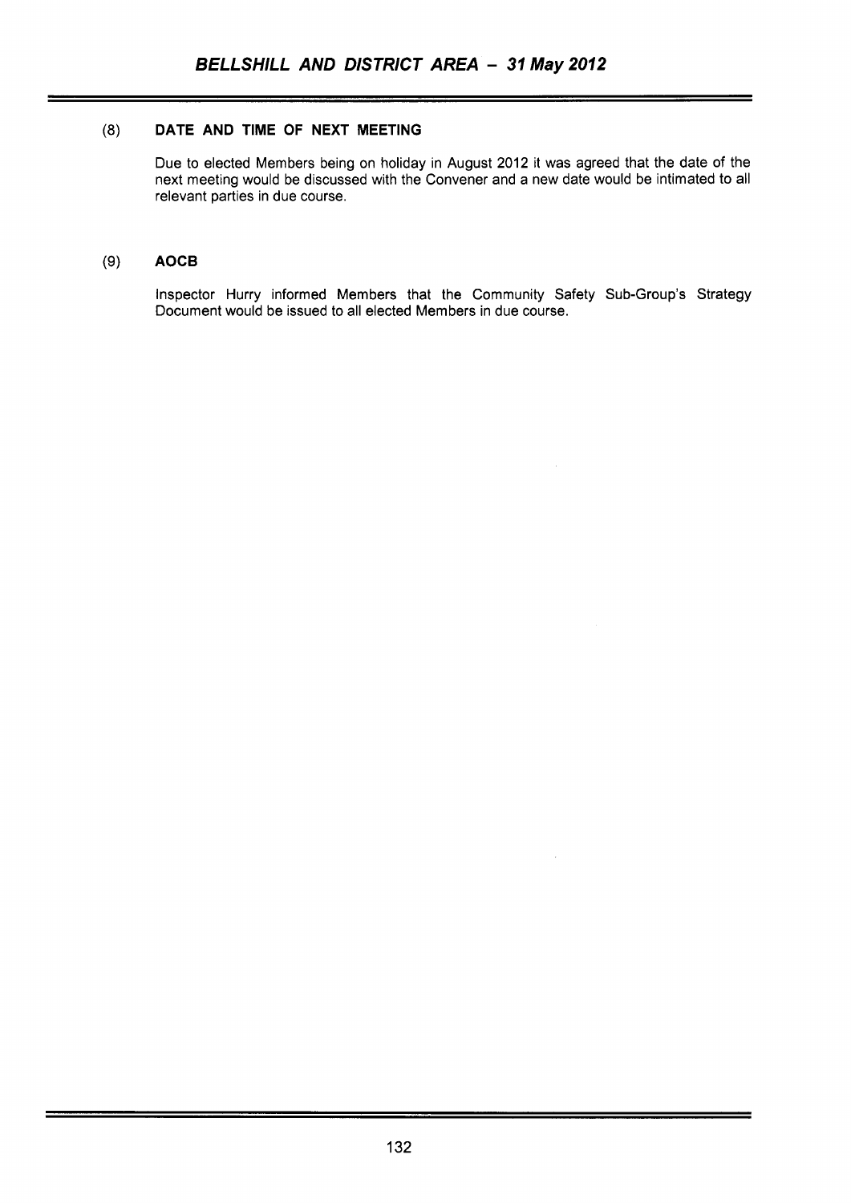## (8) DATE AND TIME OF NEXT MEETING

Due to elected Members being on holiday in August 2012 it was agreed that the date of the next meeting would be discussed with the Convener and a new date would be intimated to all relevant parties in due course.

## (9) AOCB

Inspector Hurry informed Members that the Community Safety Sub-Group's Strategy Document would be issued to all elected Members in due course.